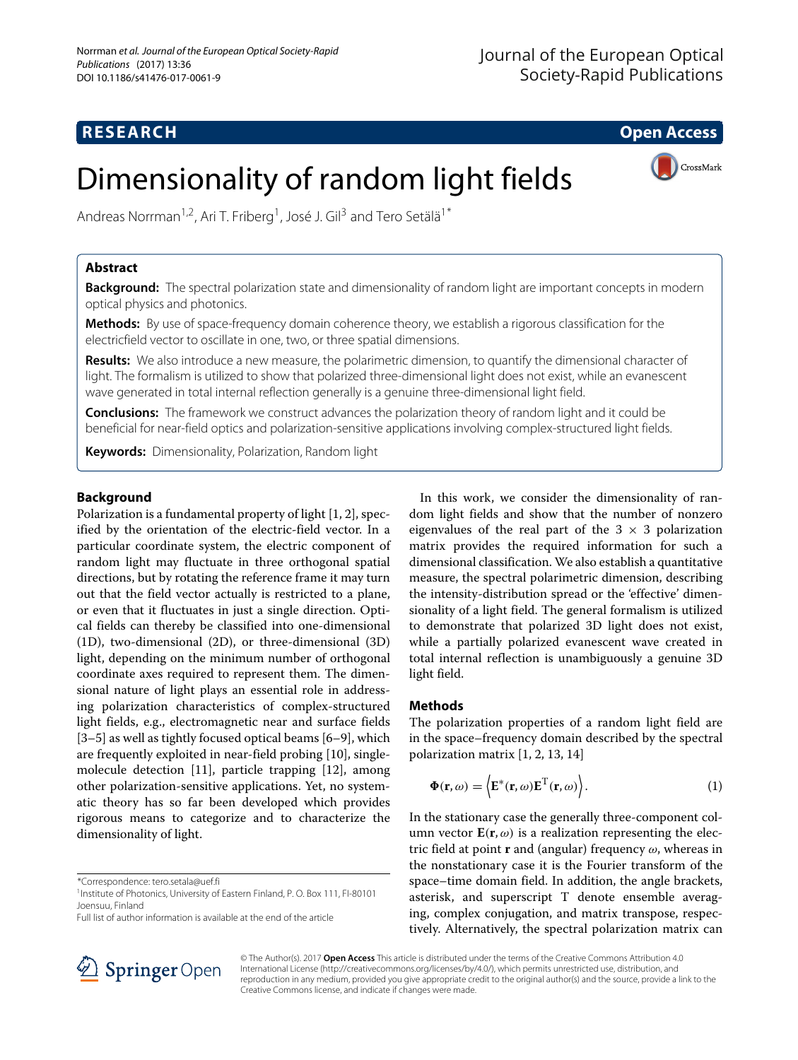RESEARCH — Open Access

# Dimensionality of random light fields

Andreas Norrman[1,2], Ari T. Friberg[1], José J. Gil[3] and Tero Setälä[1*]

## Abstract

**Background:** The spectral polarization state and dimensionality of random light are important concepts in modern optical physics and photonics.

**Methods:** By use of space-frequency domain coherence theory, we establish a rigorous classification for the electricfield vector to oscillate in one, two, or three spatial dimensions.

**Results:** We also introduce a new measure, the polarimetric dimension, to quantify the dimensional character of light. The formalism is utilized to show that polarized three-dimensional light does not exist, while an evanescent wave generated in total internal reflection generally is a genuine three-dimensional light field.

**Conclusions:** The framework we construct advances the polarization theory of random light and it could be beneficial for near-field optics and polarization-sensitive applications involving complex-structured light fields.

**Keywords:** Dimensionality, Polarization, Random light

## Background

Polarization is a fundamental property of light [1, 2], specified by the orientation of the electric-field vector. In a particular coordinate system, the electric component of random light may fluctuate in three orthogonal spatial directions, but by rotating the reference frame it may turn out that the field vector actually is restricted to a plane, or even that it fluctuates in just a single direction. Optical fields can thereby be classified into one-dimensional (1D), two-dimensional (2D), or three-dimensional (3D) light, depending on the minimum number of orthogonal coordinate axes required to represent them. The dimensional nature of light plays an essential role in addressing polarization characteristics of complex-structured light fields, e.g., electromagnetic near and surface fields [3–5] as well as tightly focused optical beams [6–9], which are frequently exploited in near-field probing [10], single-molecule detection [11], particle trapping [12], among other polarization-sensitive applications. Yet, no systematic theory has so far been developed which provides rigorous means to categorize and to characterize the dimensionality of light.

In this work, we consider the dimensionality of random light fields and show that the number of nonzero eigenvalues of the real part of the $3 \times 3$ polarization matrix provides the required information for such a dimensional classification. We also establish a quantitative measure, the spectral polarimetric dimension, describing the intensity-distribution spread or the 'effective' dimensionality of a light field. The general formalism is utilized to demonstrate that polarized 3D light does not exist, while a partially polarized evanescent wave created in total internal reflection is unambiguously a genuine 3D light field.

## Methods

The polarization properties of a random light field are in the space–frequency domain described by the spectral polarization matrix [1, 2, 13, 14]

$$\mathbf{\Phi}(\mathbf{r},\omega) = \left\langle \mathbf{E}^{*}(\mathbf{r},\omega)\mathbf{E}^{\mathrm{T}}(\mathbf{r},\omega) \right\rangle. \tag{1}$$

In the stationary case the generally three-component column vector $\mathbf{E}(\mathbf{r},\omega)$ is a realization representing the electric field at point $\mathbf{r}$ and (angular) frequency $\omega$, whereas in the nonstationary case it is the Fourier transform of the space–time domain field. In addition, the angle brackets, asterisk, and superscript T denote ensemble averaging, complex conjugation, and matrix transpose, respectively. Alternatively, the spectral polarization matrix can

*Correspondence: tero.setala@uef.fi
[1]Institute of Photonics, University of Eastern Finland, P. O. Box 111, FI-80101 Joensuu, Finland
Full list of author information is available at the end of the article

© The Author(s). 2017 **Open Access** This article is distributed under the terms of the Creative Commons Attribution 4.0 International License (http://creativecommons.org/licenses/by/4.0/), which permits unrestricted use, distribution, and reproduction in any medium, provided you give appropriate credit to the original author(s) and the source, provide a link to the Creative Commons license, and indicate if changes were made.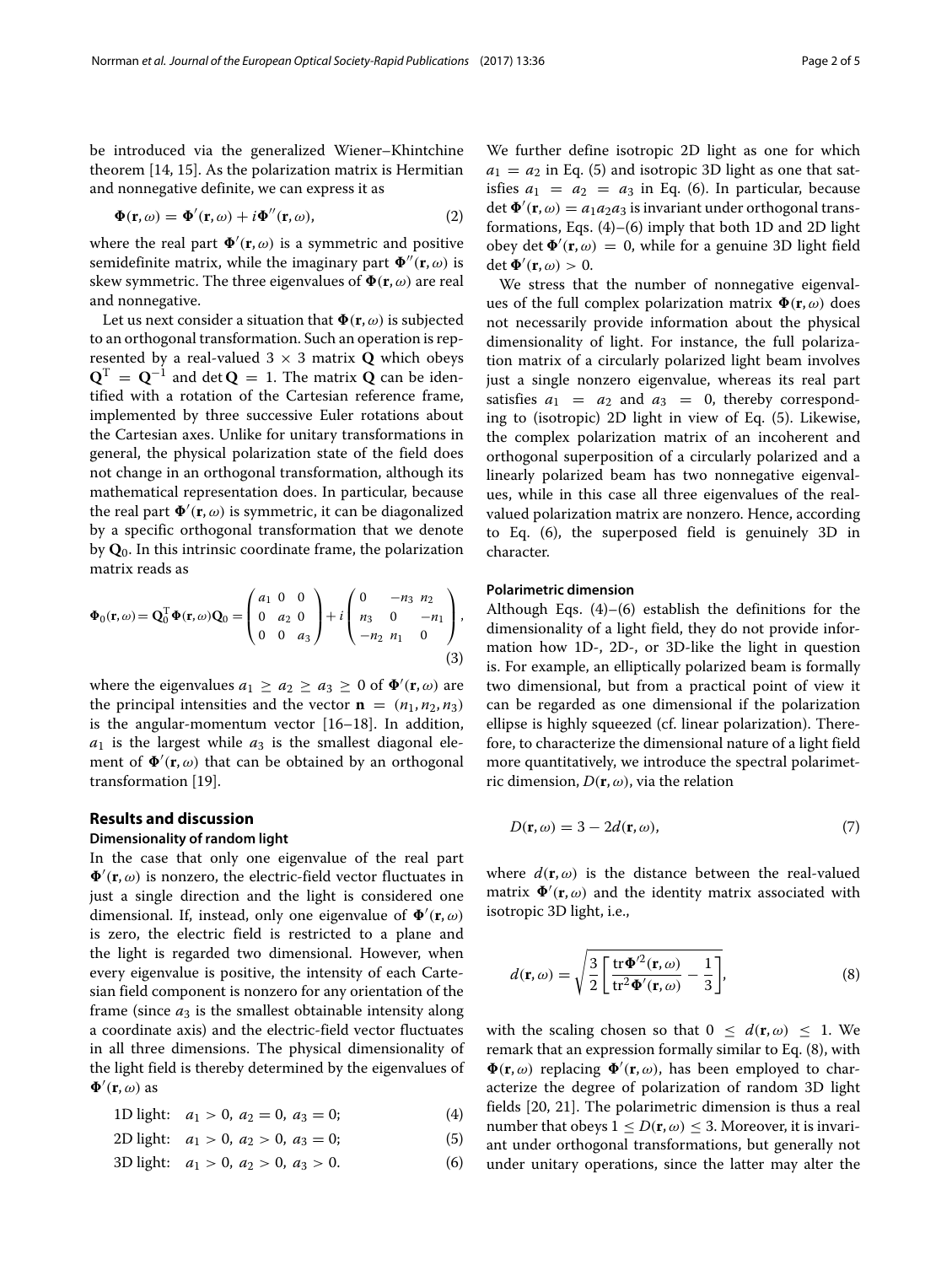be introduced via the generalized Wiener–Khintchine theorem [14, 15]. As the polarization matrix is Hermitian and nonnegative definite, we can express it as

$$\mathbf{\Phi}(\mathbf{r},\omega) = \mathbf{\Phi}'(\mathbf{r},\omega) + i\mathbf{\Phi}''(\mathbf{r},\omega), \tag{2}$$

where the real part $\mathbf{\Phi}'(\mathbf{r},\omega)$ is a symmetric and positive semidefinite matrix, while the imaginary part $\mathbf{\Phi}''(\mathbf{r},\omega)$ is skew symmetric. The three eigenvalues of $\mathbf{\Phi}(\mathbf{r},\omega)$ are real and nonnegative.

Let us next consider a situation that $\mathbf{\Phi}(\mathbf{r},\omega)$ is subjected to an orthogonal transformation. Such an operation is represented by a real-valued $3 \times 3$ matrix $\mathbf{Q}$ which obeys $\mathbf{Q}^{\mathrm{T}} = \mathbf{Q}^{-1}$ and $\det \mathbf{Q} = 1$. The matrix $\mathbf{Q}$ can be identified with a rotation of the Cartesian reference frame, implemented by three successive Euler rotations about the Cartesian axes. Unlike for unitary transformations in general, the physical polarization state of the field does not change in an orthogonal transformation, although its mathematical representation does. In particular, because the real part $\mathbf{\Phi}'(\mathbf{r},\omega)$ is symmetric, it can be diagonalized by a specific orthogonal transformation that we denote by $\mathbf{Q}_0$. In this intrinsic coordinate frame, the polarization matrix reads as

$$\mathbf{\Phi}_0(\mathbf{r},\omega) = \mathbf{Q}_0^{\mathrm{T}}\mathbf{\Phi}(\mathbf{r},\omega)\mathbf{Q}_0 = \begin{pmatrix} a_1 & 0 & 0 \\ 0 & a_2 & 0 \\ 0 & 0 & a_3 \end{pmatrix} + i\begin{pmatrix} 0 & -n_3 & n_2 \\ n_3 & 0 & -n_1 \\ -n_2 & n_1 & 0 \end{pmatrix}, \tag{3}$$

where the eigenvalues $a_1 \geq a_2 \geq a_3 \geq 0$ of $\mathbf{\Phi}'(\mathbf{r},\omega)$ are the principal intensities and the vector $\mathbf{n} = (n_1, n_2, n_3)$ is the angular-momentum vector [16–18]. In addition, $a_1$ is the largest while $a_3$ is the smallest diagonal element of $\mathbf{\Phi}'(\mathbf{r},\omega)$ that can be obtained by an orthogonal transformation [19].

## Results and discussion

### Dimensionality of random light

In the case that only one eigenvalue of the real part $\mathbf{\Phi}'(\mathbf{r},\omega)$ is nonzero, the electric-field vector fluctuates in just a single direction and the light is considered one dimensional. If, instead, only one eigenvalue of $\mathbf{\Phi}'(\mathbf{r},\omega)$ is zero, the electric field is restricted to a plane and the light is regarded two dimensional. However, when every eigenvalue is positive, the intensity of each Cartesian field component is nonzero for any orientation of the frame (since $a_3$ is the smallest obtainable intensity along a coordinate axis) and the electric-field vector fluctuates in all three dimensions. The physical dimensionality of the light field is thereby determined by the eigenvalues of $\mathbf{\Phi}'(\mathbf{r},\omega)$ as

$$\text{1D light:} \quad a_1 > 0,\ a_2 = 0,\ a_3 = 0; \tag{4}$$

$$\text{2D light:} \quad a_1 > 0,\ a_2 > 0,\ a_3 = 0; \tag{5}$$

$$\text{3D light:} \quad a_1 > 0,\ a_2 > 0,\ a_3 > 0. \tag{6}$$

We further define isotropic 2D light as one for which $a_1 = a_2$ in Eq. (5) and isotropic 3D light as one that satisfies $a_1 = a_2 = a_3$ in Eq. (6). In particular, because $\det \mathbf{\Phi}'(\mathbf{r},\omega) = a_1 a_2 a_3$ is invariant under orthogonal transformations, Eqs. (4)–(6) imply that both 1D and 2D light obey $\det \mathbf{\Phi}'(\mathbf{r},\omega) = 0$, while for a genuine 3D light field $\det \mathbf{\Phi}'(\mathbf{r},\omega) > 0$.

We stress that the number of nonnegative eigenvalues of the full complex polarization matrix $\mathbf{\Phi}(\mathbf{r},\omega)$ does not necessarily provide information about the physical dimensionality of light. For instance, the full polarization matrix of a circularly polarized light beam involves just a single nonzero eigenvalue, whereas its real part satisfies $a_1 = a_2$ and $a_3 = 0$, thereby corresponding to (isotropic) 2D light in view of Eq. (5). Likewise, the complex polarization matrix of an incoherent and orthogonal superposition of a circularly polarized and a linearly polarized beam has two nonnegative eigenvalues, while in this case all three eigenvalues of the real-valued polarization matrix are nonzero. Hence, according to Eq. (6), the superposed field is genuinely 3D in character.

### Polarimetric dimension

Although Eqs. (4)–(6) establish the definitions for the dimensionality of a light field, they do not provide information how 1D-, 2D-, or 3D-like the light in question is. For example, an elliptically polarized beam is formally two dimensional, but from a practical point of view it can be regarded as one dimensional if the polarization ellipse is highly squeezed (cf. linear polarization). Therefore, to characterize the dimensional nature of a light field more quantitatively, we introduce the spectral polarimetric dimension, $D(\mathbf{r},\omega)$, via the relation

$$D(\mathbf{r},\omega) = 3 - 2d(\mathbf{r},\omega), \tag{7}$$

where $d(\mathbf{r},\omega)$ is the distance between the real-valued matrix $\mathbf{\Phi}'(\mathbf{r},\omega)$ and the identity matrix associated with isotropic 3D light, i.e.,

$$d(\mathbf{r},\omega) = \sqrt{\frac{3}{2}\left[\frac{\mathrm{tr}\mathbf{\Phi}'^2(\mathbf{r},\omega)}{\mathrm{tr}^2\mathbf{\Phi}'(\mathbf{r},\omega)} - \frac{1}{3}\right]}, \tag{8}$$

with the scaling chosen so that $0 \leq d(\mathbf{r},\omega) \leq 1$. We remark that an expression formally similar to Eq. (8), with $\mathbf{\Phi}(\mathbf{r},\omega)$ replacing $\mathbf{\Phi}'(\mathbf{r},\omega)$, has been employed to characterize the degree of polarization of random 3D light fields [20, 21]. The polarimetric dimension is thus a real number that obeys $1 \leq D(\mathbf{r},\omega) \leq 3$. Moreover, it is invariant under orthogonal transformations, but generally not under unitary operations, since the latter may alter the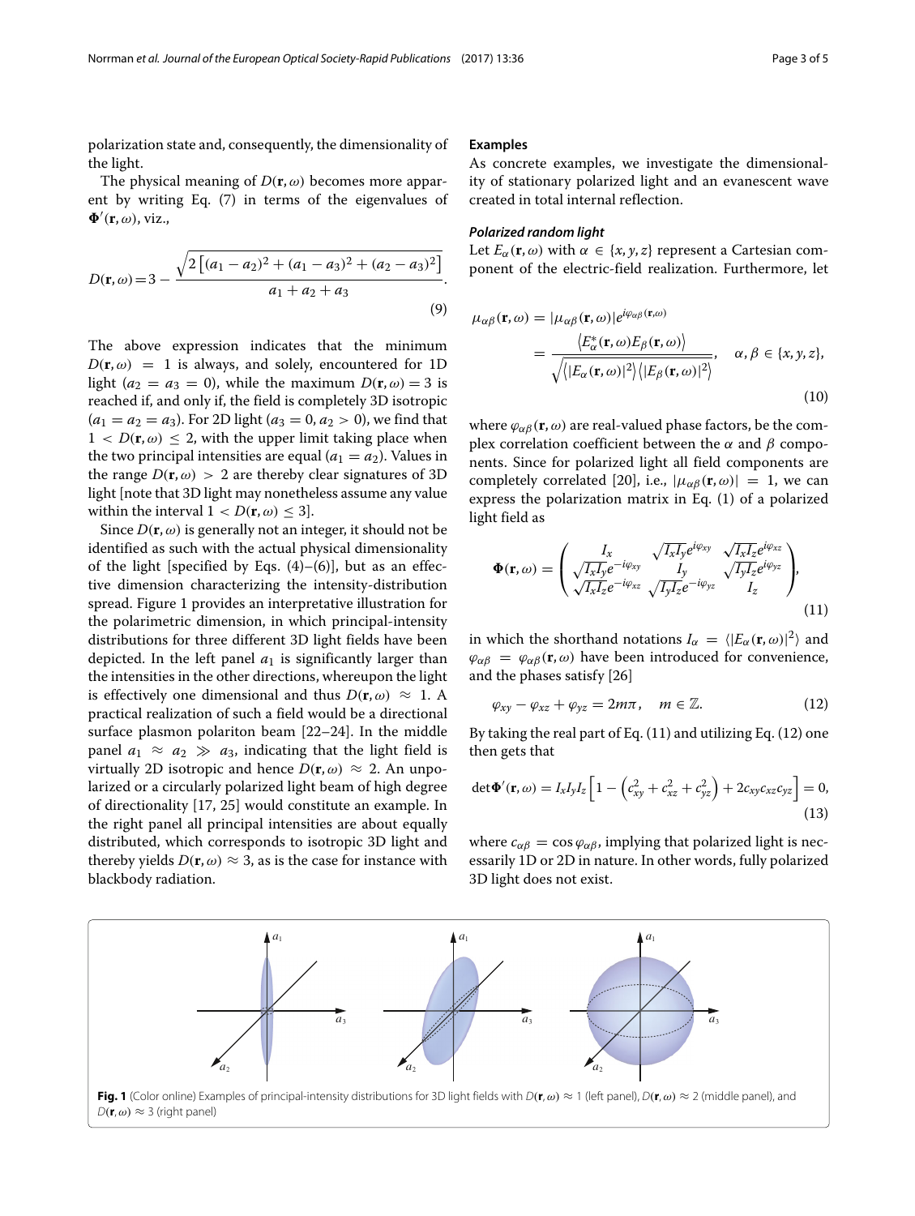polarization state and, consequently, the dimensionality of the light.

The physical meaning of $D(\mathbf{r},\omega)$ becomes more apparent by writing Eq. (7) in terms of the eigenvalues of $\mathbf{\Phi}'(\mathbf{r},\omega)$, viz.,

$$D(\mathbf{r},\omega) = 3 - \frac{\sqrt{2\left[(a_1-a_2)^2+(a_1-a_3)^2+(a_2-a_3)^2\right]}}{a_1+a_2+a_3}. \tag{9}$$

The above expression indicates that the minimum $D(\mathbf{r},\omega) = 1$ is always, and solely, encountered for 1D light ($a_2 = a_3 = 0$), while the maximum $D(\mathbf{r},\omega) = 3$ is reached if, and only if, the field is completely 3D isotropic ($a_1 = a_2 = a_3$). For 2D light ($a_3 = 0, a_2 > 0$), we find that $1 < D(\mathbf{r},\omega) \leq 2$, with the upper limit taking place when the two principal intensities are equal ($a_1 = a_2$). Values in the range $D(\mathbf{r},\omega) > 2$ are thereby clear signatures of 3D light [note that 3D light may nonetheless assume any value within the interval $1 < D(\mathbf{r},\omega) \leq 3$].

Since $D(\mathbf{r},\omega)$ is generally not an integer, it should not be identified as such with the actual physical dimensionality of the light [specified by Eqs. (4)–(6)], but as an effective dimension characterizing the intensity-distribution spread. Figure 1 provides an interpretative illustration for the polarimetric dimension, in which principal-intensity distributions for three different 3D light fields have been depicted. In the left panel $a_1$ is significantly larger than the intensities in the other directions, whereupon the light is effectively one dimensional and thus $D(\mathbf{r},\omega) \approx 1$. A practical realization of such a field would be a directional surface plasmon polariton beam [22–24]. In the middle panel $a_1 \approx a_2 \gg a_3$, indicating that the light field is virtually 2D isotropic and hence $D(\mathbf{r},\omega) \approx 2$. An unpolarized or a circularly polarized light beam of high degree of directionality [17, 25] would constitute an example. In the right panel all principal intensities are about equally distributed, which corresponds to isotropic 3D light and thereby yields $D(\mathbf{r},\omega) \approx 3$, as is the case for instance with blackbody radiation.

## Examples

As concrete examples, we investigate the dimensionality of stationary polarized light and an evanescent wave created in total internal reflection.

### *Polarized random light*

Let $E_\alpha(\mathbf{r},\omega)$ with $\alpha \in \{x,y,z\}$ represent a Cartesian component of the electric-field realization. Furthermore, let

$$\mu_{\alpha\beta}(\mathbf{r},\omega) = |\mu_{\alpha\beta}(\mathbf{r},\omega)|e^{i\varphi_{\alpha\beta}(\mathbf{r},\omega)} = \frac{\left\langle E^*_\alpha(\mathbf{r},\omega)E_\beta(\mathbf{r},\omega)\right\rangle}{\sqrt{\left\langle|E_\alpha(\mathbf{r},\omega)|^2\right\rangle\left\langle|E_\beta(\mathbf{r},\omega)|^2\right\rangle}}, \quad \alpha,\beta \in \{x,y,z\}, \tag{10}$$

where $\varphi_{\alpha\beta}(\mathbf{r},\omega)$ are real-valued phase factors, be the complex correlation coefficient between the $\alpha$ and $\beta$ components. Since for polarized light all field components are completely correlated [20], i.e., $|\mu_{\alpha\beta}(\mathbf{r},\omega)| = 1$, we can express the polarization matrix in Eq. (1) of a polarized light field as

$$\mathbf{\Phi}(\mathbf{r},\omega) = \begin{pmatrix} I_x & \sqrt{I_xI_y}e^{i\varphi_{xy}} & \sqrt{I_xI_z}e^{i\varphi_{xz}} \\ \sqrt{I_xI_y}e^{-i\varphi_{xy}} & I_y & \sqrt{I_yI_z}e^{i\varphi_{yz}} \\ \sqrt{I_xI_z}e^{-i\varphi_{xz}} & \sqrt{I_yI_z}e^{-i\varphi_{yz}} & I_z \end{pmatrix}, \tag{11}$$

in which the shorthand notations $I_\alpha = \langle|E_\alpha(\mathbf{r},\omega)|^2\rangle$ and $\varphi_{\alpha\beta} = \varphi_{\alpha\beta}(\mathbf{r},\omega)$ have been introduced for convenience, and the phases satisfy [26]

$$\varphi_{xy} - \varphi_{xz} + \varphi_{yz} = 2m\pi, \quad m \in \mathbb{Z}. \tag{12}$$

By taking the real part of Eq. (11) and utilizing Eq. (12) one then gets that

$$\det\mathbf{\Phi}'(\mathbf{r},\omega) = I_xI_yI_z\left[1 - \left(c_{xy}^2 + c_{xz}^2 + c_{yz}^2\right) + 2c_{xy}c_{xz}c_{yz}\right] = 0, \tag{13}$$

where $c_{\alpha\beta} = \cos\varphi_{\alpha\beta}$, implying that polarized light is necessarily 1D or 2D in nature. In other words, fully polarized 3D light does not exist.

$a_1$
$a_3$
$a_2$

$a_1$
$a_3$
$a_2$

$a_1$
$a_3$
$a_2$

**Fig. 1** (Color online) Examples of principal-intensity distributions for 3D light fields with $D(\mathbf{r},\omega) \approx 1$ (left panel), $D(\mathbf{r},\omega) \approx 2$ (middle panel), and $D(\mathbf{r},\omega) \approx 3$ (right panel)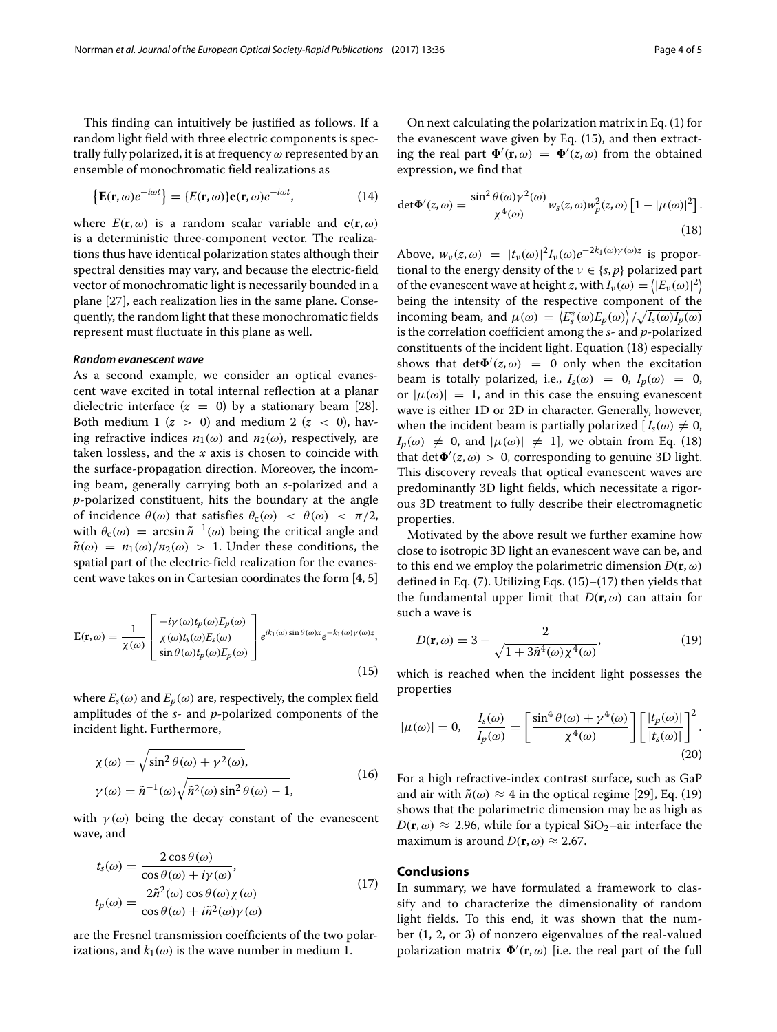This finding can intuitively be justified as follows. If a random light field with three electric components is spectrally fully polarized, it is at frequency $\omega$ represented by an ensemble of monochromatic field realizations as

$$\left\{\mathbf{E}(\mathbf{r},\omega)e^{-i\omega t}\right\} = \{E(\mathbf{r},\omega)\}\mathbf{e}(\mathbf{r},\omega)e^{-i\omega t}, \tag{14}$$

where $E(\mathbf{r},\omega)$ is a random scalar variable and $\mathbf{e}(\mathbf{r},\omega)$ is a deterministic three-component vector. The realizations thus have identical polarization states although their spectral densities may vary, and because the electric-field vector of monochromatic light is necessarily bounded in a plane [27], each realization lies in the same plane. Consequently, the random light that these monochromatic fields represent must fluctuate in this plane as well.

### *Random evanescent wave*

As a second example, we consider an optical evanescent wave excited in total internal reflection at a planar dielectric interface ($z = 0$) by a stationary beam [28]. Both medium 1 ($z > 0$) and medium 2 ($z < 0$), having refractive indices $n_1(\omega)$ and $n_2(\omega)$, respectively, are taken lossless, and the $x$ axis is chosen to coincide with the surface-propagation direction. Moreover, the incoming beam, generally carrying both an $s$-polarized and a $p$-polarized constituent, hits the boundary at the angle of incidence $\theta(\omega)$ that satisfies $\theta_c(\omega) < \theta(\omega) < \pi/2$, with $\theta_c(\omega) = \arcsin \tilde{n}^{-1}(\omega)$ being the critical angle and $\tilde{n}(\omega) = n_1(\omega)/n_2(\omega) > 1$. Under these conditions, the spatial part of the electric-field realization for the evanescent wave takes on in Cartesian coordinates the form [4, 5]

$$\mathbf{E}(\mathbf{r},\omega) = \frac{1}{\chi(\omega)}\begin{bmatrix} -i\gamma(\omega)t_p(\omega)E_p(\omega) \\ \chi(\omega)t_s(\omega)E_s(\omega) \\ \sin\theta(\omega)t_p(\omega)E_p(\omega) \end{bmatrix} e^{ik_1(\omega)\sin\theta(\omega)x}e^{-k_1(\omega)\gamma(\omega)z}, \tag{15}$$

where $E_s(\omega)$ and $E_p(\omega)$ are, respectively, the complex field amplitudes of the $s$- and $p$-polarized components of the incident light. Furthermore,

$$\begin{aligned} \chi(\omega) &= \sqrt{\sin^2\theta(\omega) + \gamma^2(\omega)}, \\ \gamma(\omega) &= \tilde{n}^{-1}(\omega)\sqrt{\tilde{n}^2(\omega)\sin^2\theta(\omega) - 1}, \end{aligned} \tag{16}$$

with $\gamma(\omega)$ being the decay constant of the evanescent wave, and

$$\begin{aligned} t_s(\omega) &= \frac{2\cos\theta(\omega)}{\cos\theta(\omega) + i\gamma(\omega)}, \\ t_p(\omega) &= \frac{2\tilde{n}^2(\omega)\cos\theta(\omega)\chi(\omega)}{\cos\theta(\omega) + i\tilde{n}^2(\omega)\gamma(\omega)} \end{aligned} \tag{17}$$

are the Fresnel transmission coefficients of the two polarizations, and $k_1(\omega)$ is the wave number in medium 1.

On next calculating the polarization matrix in Eq. (1) for the evanescent wave given by Eq. (15), and then extracting the real part $\mathbf{\Phi}'(\mathbf{r},\omega) = \mathbf{\Phi}'(z,\omega)$ from the obtained expression, we find that

$$\det\mathbf{\Phi}'(z,\omega) = \frac{\sin^2\theta(\omega)\gamma^2(\omega)}{\chi^4(\omega)}w_s(z,\omega)w_p^2(z,\omega)\left[1 - |\mu(\omega)|^2\right]. \tag{18}$$

Above, $w_\nu(z,\omega) = |t_\nu(\omega)|^2 I_\nu(\omega)e^{-2k_1(\omega)\gamma(\omega)z}$ is proportional to the energy density of the $\nu \in \{s,p\}$ polarized part of the evanescent wave at height $z$, with $I_\nu(\omega) = \left\langle|E_\nu(\omega)|^2\right\rangle$ being the intensity of the respective component of the incoming beam, and $\mu(\omega) = \left\langle E_s^*(\omega)E_p(\omega)\right\rangle/\sqrt{I_s(\omega)I_p(\omega)}$ is the correlation coefficient among the $s$- and $p$-polarized constituents of the incident light. Equation (18) especially shows that $\det\mathbf{\Phi}'(z,\omega) = 0$ only when the excitation beam is totally polarized, i.e., $I_s(\omega) = 0$, $I_p(\omega) = 0$, or $|\mu(\omega)| = 1$, and in this case the ensuing evanescent wave is either 1D or 2D in character. Generally, however, when the incident beam is partially polarized [$I_s(\omega) \neq 0$, $I_p(\omega) \neq 0$, and $|\mu(\omega)| \neq 1$], we obtain from Eq. (18) that $\det\mathbf{\Phi}'(z,\omega) > 0$, corresponding to genuine 3D light. This discovery reveals that optical evanescent waves are predominantly 3D light fields, which necessitate a rigorous 3D treatment to fully describe their electromagnetic properties.

Motivated by the above result we further examine how close to isotropic 3D light an evanescent wave can be, and to this end we employ the polarimetric dimension $D(\mathbf{r},\omega)$ defined in Eq. (7). Utilizing Eqs. (15)–(17) then yields that the fundamental upper limit that $D(\mathbf{r},\omega)$ can attain for such a wave is

$$D(\mathbf{r},\omega) = 3 - \frac{2}{\sqrt{1 + 3\tilde{n}^4(\omega)\chi^4(\omega)}}, \tag{19}$$

which is reached when the incident light possesses the properties

$$|\mu(\omega)| = 0, \quad \frac{I_s(\omega)}{I_p(\omega)} = \left[\frac{\sin^4\theta(\omega) + \gamma^4(\omega)}{\chi^4(\omega)}\right]\left[\frac{|t_p(\omega)|}{|t_s(\omega)|}\right]^2. \tag{20}$$

For a high refractive-index contrast surface, such as GaP and air with $\tilde{n}(\omega) \approx 4$ in the optical regime [29], Eq. (19) shows that the polarimetric dimension may be as high as $D(\mathbf{r},\omega) \approx 2.96$, while for a typical $SiO_2$–air interface the maximum is around $D(\mathbf{r},\omega) \approx 2.67$.

## Conclusions

In summary, we have formulated a framework to classify and to characterize the dimensionality of random light fields. To this end, it was shown that the number (1, 2, or 3) of nonzero eigenvalues of the real-valued polarization matrix $\mathbf{\Phi}'(\mathbf{r},\omega)$ [i.e. the real part of the full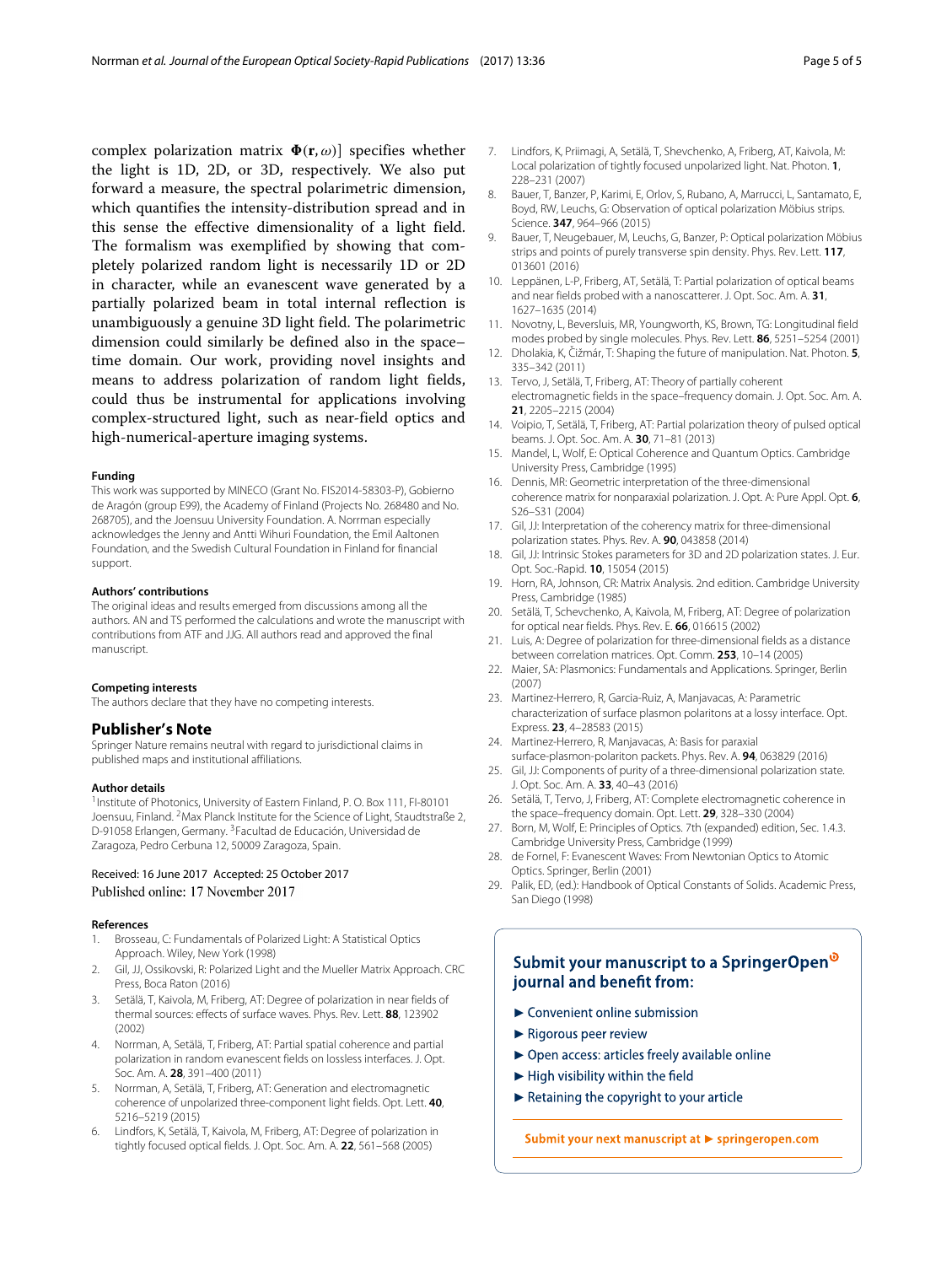complex polarization matrix $\mathbf{\Phi}(\mathbf{r}, \omega)$] specifies whether the light is 1D, 2D, or 3D, respectively. We also put forward a measure, the spectral polarimetric dimension, which quantifies the intensity-distribution spread and in this sense the effective dimensionality of a light field. The formalism was exemplified by showing that completely polarized random light is necessarily 1D or 2D in character, while an evanescent wave generated by a partially polarized beam in total internal reflection is unambiguously a genuine 3D light field. The polarimetric dimension could similarly be defined also in the space–time domain. Our work, providing novel insights and means to address polarization of random light fields, could thus be instrumental for applications involving complex-structured light, such as near-field optics and high-numerical-aperture imaging systems.

#### Funding

This work was supported by MINECO (Grant No. FIS2014-58303-P), Gobierno de Aragón (group E99), the Academy of Finland (Projects No. 268480 and No. 268705), and the Joensuu University Foundation. A. Norrman especially acknowledges the Jenny and Antti Wihuri Foundation, the Emil Aaltonen Foundation, and the Swedish Cultural Foundation in Finland for financial support.

#### Authors' contributions

The original ideas and results emerged from discussions among all the authors. AN and TS performed the calculations and wrote the manuscript with contributions from ATF and JJG. All authors read and approved the final manuscript.

#### Competing interests

The authors declare that they have no competing interests.

### Publisher's Note

Springer Nature remains neutral with regard to jurisdictional claims in published maps and institutional affiliations.

#### Author details

[1]Institute of Photonics, University of Eastern Finland, P. O. Box 111, FI-80101 Joensuu, Finland. [2]Max Planck Institute for the Science of Light, Staudtstraße 2, D-91058 Erlangen, Germany. [3]Facultad de Educación, Universidad de Zaragoza, Pedro Cerbuna 12, 50009 Zaragoza, Spain.

Received: 16 June 2017 Accepted: 25 October 2017
Published online: 17 November 2017

#### References

1. Brosseau, C: Fundamentals of Polarized Light: A Statistical Optics Approach. Wiley, New York (1998)
2. Gil, JJ, Ossikovski, R: Polarized Light and the Mueller Matrix Approach. CRC Press, Boca Raton (2016)
3. Setälä, T, Kaivola, M, Friberg, AT: Degree of polarization in near fields of thermal sources: effects of surface waves. Phys. Rev. Lett. **88**, 123902 (2002)
4. Norrman, A, Setälä, T, Friberg, AT: Partial spatial coherence and partial polarization in random evanescent fields on lossless interfaces. J. Opt. Soc. Am. A. **28**, 391–400 (2011)
5. Norrman, A, Setälä, T, Friberg, AT: Generation and electromagnetic coherence of unpolarized three-component light fields. Opt. Lett. **40**, 5216–5219 (2015)
6. Lindfors, K, Setälä, T, Kaivola, M, Friberg, AT: Degree of polarization in tightly focused optical fields. J. Opt. Soc. Am. A. **22**, 561–568 (2005)
7. Lindfors, K, Priimagi, A, Setälä, T, Shevchenko, A, Friberg, AT, Kaivola, M: Local polarization of tightly focused unpolarized light. Nat. Photon. **1**, 228–231 (2007)
8. Bauer, T, Banzer, P, Karimi, E, Orlov, S, Rubano, A, Marrucci, L, Santamato, E, Boyd, RW, Leuchs, G: Observation of optical polarization Möbius strips. Science. **347**, 964–966 (2015)
9. Bauer, T, Neugebauer, M, Leuchs, G, Banzer, P: Optical polarization Möbius strips and points of purely transverse spin density. Phys. Rev. Lett. **117**, 013601 (2016)
10. Leppänen, L-P, Friberg, AT, Setälä, T: Partial polarization of optical beams and near fields probed with a nanoscatterer. J. Opt. Soc. Am. A. **31**, 1627–1635 (2014)
11. Novotny, L, Beversluis, MR, Youngworth, KS, Brown, TG: Longitudinal field modes probed by single molecules. Phys. Rev. Lett. **86**, 5251–5254 (2001)
12. Dholakia, K, Čižmár, T: Shaping the future of manipulation. Nat. Photon. **5**, 335–342 (2011)
13. Tervo, J, Setälä, T, Friberg, AT: Theory of partially coherent electromagnetic fields in the space–frequency domain. J. Opt. Soc. Am. A. **21**, 2205–2215 (2004)
14. Voipio, T, Setälä, T, Friberg, AT: Partial polarization theory of pulsed optical beams. J. Opt. Soc. Am. A. **30**, 71–81 (2013)
15. Mandel, L, Wolf, E: Optical Coherence and Quantum Optics. Cambridge University Press, Cambridge (1995)
16. Dennis, MR: Geometric interpretation of the three-dimensional coherence matrix for nonparaxial polarization. J. Opt. A: Pure Appl. Opt. **6**, S26–S31 (2004)
17. Gil, JJ: Interpretation of the coherency matrix for three-dimensional polarization states. Phys. Rev. A. **90**, 043858 (2014)
18. Gil, JJ: Intrinsic Stokes parameters for 3D and 2D polarization states. J. Eur. Opt. Soc.-Rapid. **10**, 15054 (2015)
19. Horn, RA, Johnson, CR: Matrix Analysis. 2nd edition. Cambridge University Press, Cambridge (1985)
20. Setälä, T, Schevchenko, A, Kaivola, M, Friberg, AT: Degree of polarization for optical near fields. Phys. Rev. E. **66**, 016615 (2002)
21. Luis, A: Degree of polarization for three-dimensional fields as a distance between correlation matrices. Opt. Comm. **253**, 10–14 (2005)
22. Maier, SA: Plasmonics: Fundamentals and Applications. Springer, Berlin (2007)
23. Martinez-Herrero, R, Garcia-Ruiz, A, Manjavacas, A: Parametric characterization of surface plasmon polaritons at a lossy interface. Opt. Express. **23**, 4–28583 (2015)
24. Martinez-Herrero, R, Manjavacas, A: Basis for paraxial surface-plasmon-polariton packets. Phys. Rev. A. **94**, 063829 (2016)
25. Gil, JJ: Components of purity of a three-dimensional polarization state. J. Opt. Soc. Am. A. **33**, 40–43 (2016)
26. Setälä, T, Tervo, J, Friberg, AT: Complete electromagnetic coherence in the space–frequency domain. Opt. Lett. **29**, 328–330 (2004)
27. Born, M, Wolf, E: Principles of Optics. 7th (expanded) edition, Sec. 1.4.3. Cambridge University Press, Cambridge (1999)
28. de Fornel, F: Evanescent Waves: From Newtonian Optics to Atomic Optics. Springer, Berlin (2001)
29. Palik, ED, (ed.): Handbook of Optical Constants of Solids. Academic Press, San Diego (1998)

**Submit your manuscript to a SpringerOpen journal and benefit from:**

- ► Convenient online submission
- ► Rigorous peer review
- ► Open access: articles freely available online
- ► High visibility within the field
- ► Retaining the copyright to your article

**Submit your next manuscript at ► springeropen.com**